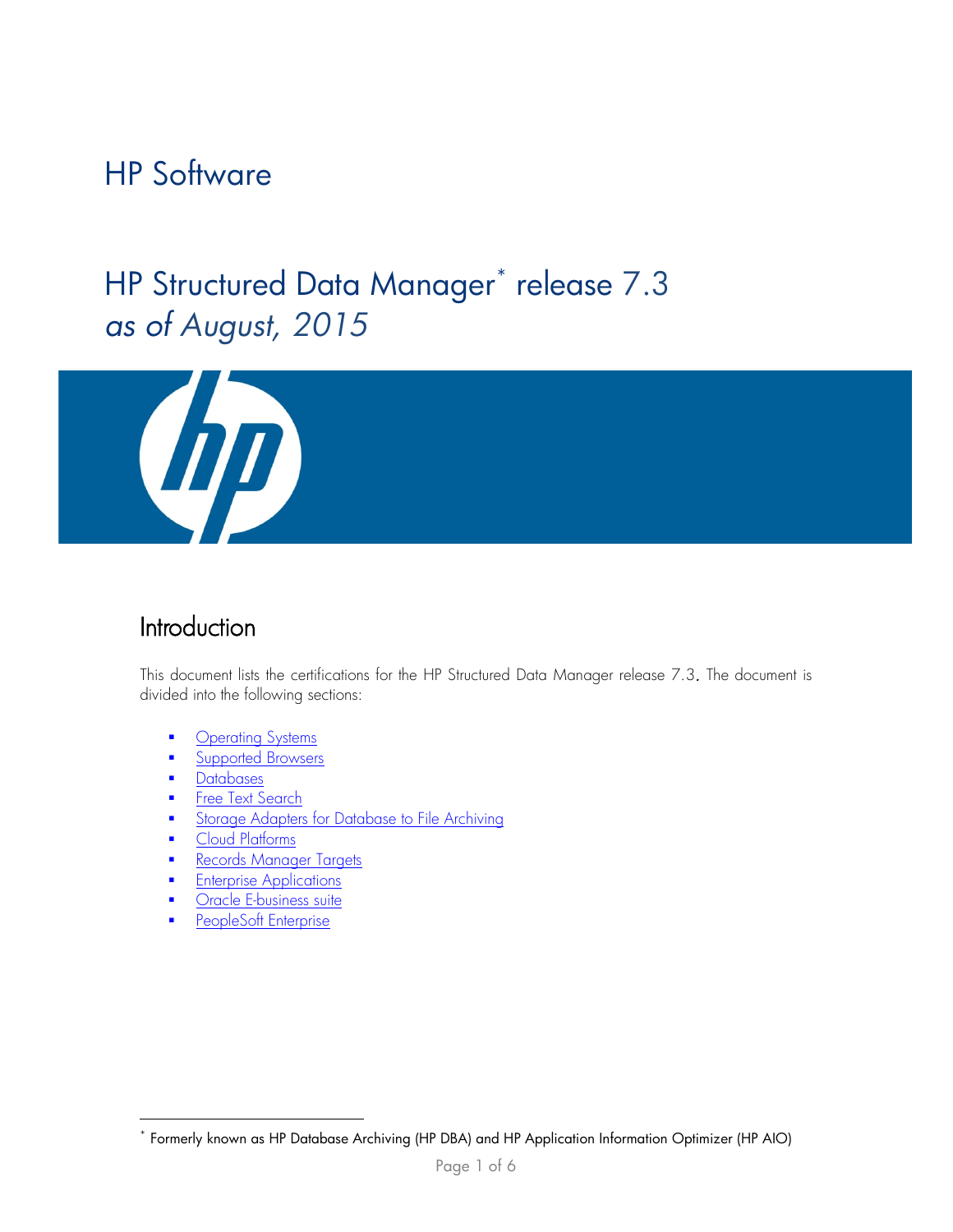# HP Software

# HP Structured Data Manager[*] release 7.3
*as of August, 2015*

## Introduction

This document lists the certifications for the HP Structured Data Manager release 7.3. The document is divided into the following sections:

- Operating Systems
- Supported Browsers
- Databases
- Free Text Search
- Storage Adapters for Database to File Archiving
- Cloud Platforms
- Records Manager Targets
- Enterprise Applications
- Oracle E-business suite
- PeopleSoft Enterprise

[*] Formerly known as HP Database Archiving (HP DBA) and HP Application Information Optimizer (HP AIO)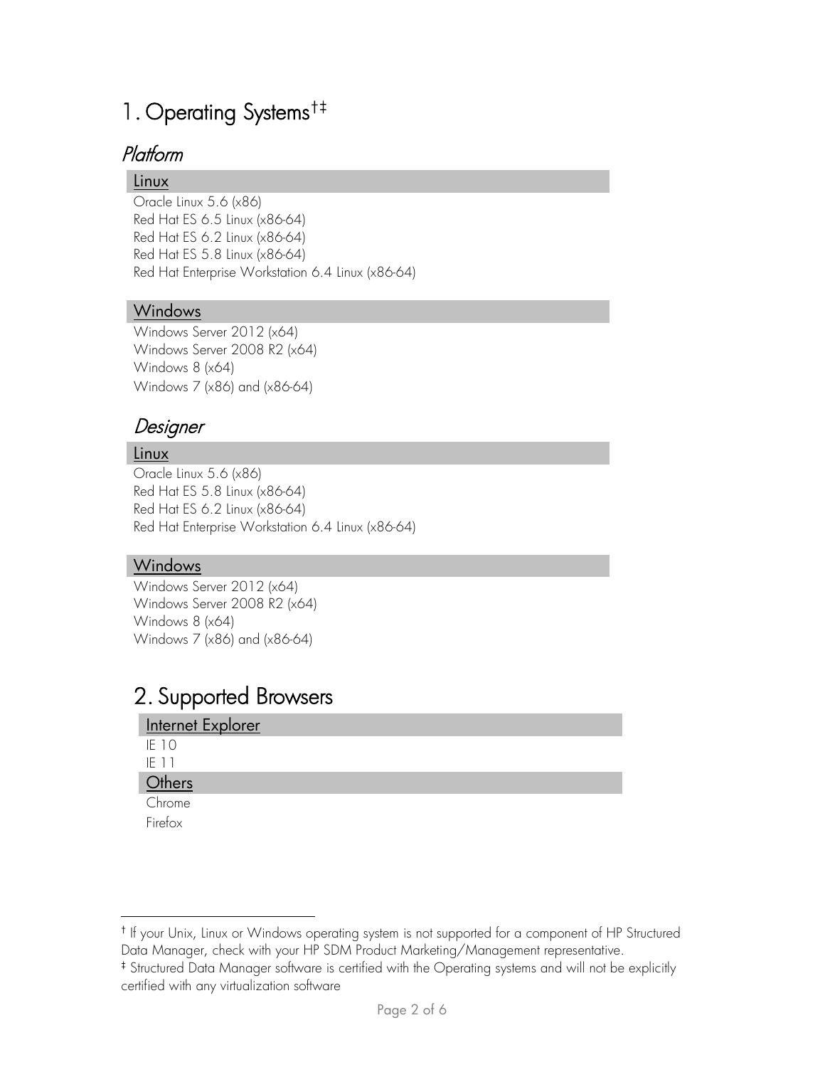# 1. Operating Systems[†‡]

## *Platform*

### Linux

Oracle Linux 5.6 (x86)
Red Hat ES 6.5 Linux (x86-64)
Red Hat ES 6.2 Linux (x86-64)
Red Hat ES 5.8 Linux (x86-64)
Red Hat Enterprise Workstation 6.4 Linux (x86-64)

### Windows

Windows Server 2012 (x64)
Windows Server 2008 R2 (x64)
Windows 8 (x64)
Windows 7 (x86) and (x86-64)

## *Designer*

### Linux

Oracle Linux 5.6 (x86)
Red Hat ES 5.8 Linux (x86-64)
Red Hat ES 6.2 Linux (x86-64)
Red Hat Enterprise Workstation 6.4 Linux (x86-64)

### Windows

Windows Server 2012 (x64)
Windows Server 2008 R2 (x64)
Windows 8 (x64)
Windows 7 (x86) and (x86-64)

# 2. Supported Browsers

### Internet Explorer

IE 10
IE 11

### Others

Chrome
Firefox

---

[†] If your Unix, Linux or Windows operating system is not supported for a component of HP Structured Data Manager, check with your HP SDM Product Marketing/Management representative.

[‡] Structured Data Manager software is certified with the Operating systems and will not be explicitly certified with any virtualization software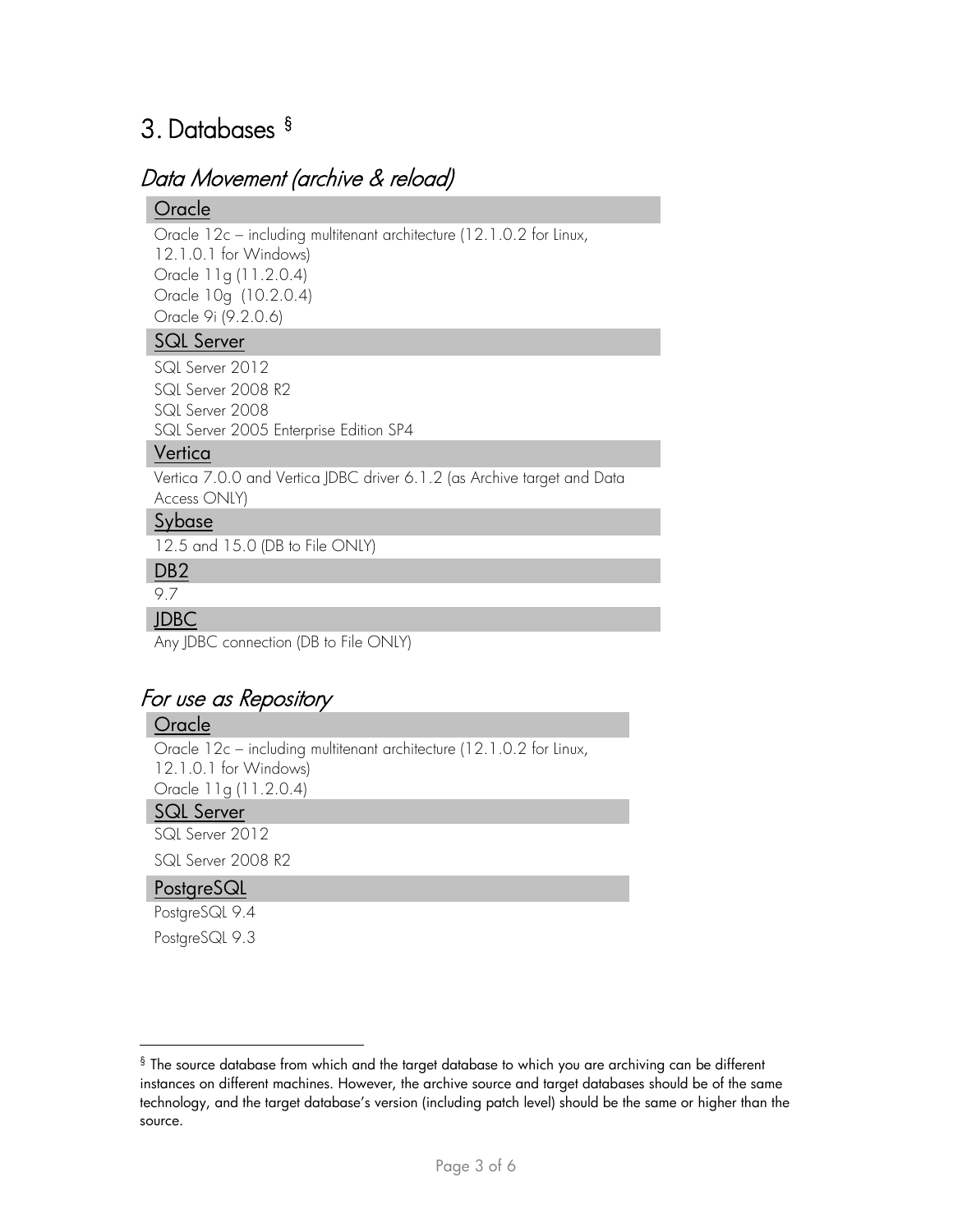# 3. Databases [§]

## *Data Movement (archive & reload)*

### Oracle

Oracle 12c – including multitenant architecture (12.1.0.2 for Linux, 12.1.0.1 for Windows)
Oracle 11g (11.2.0.4)
Oracle 10g (10.2.0.4)
Oracle 9i (9.2.0.6)

### SQL Server

SQL Server 2012
SQL Server 2008 R2
SQL Server 2008
SQL Server 2005 Enterprise Edition SP4

### Vertica

Vertica 7.0.0 and Vertica JDBC driver 6.1.2 (as Archive target and Data Access ONLY)

### Sybase

12.5 and 15.0 (DB to File ONLY)

### DB2

9.7

### JDBC

Any JDBC connection (DB to File ONLY)

## *For use as Repository*

### Oracle

Oracle 12c – including multitenant architecture (12.1.0.2 for Linux, 12.1.0.1 for Windows)
Oracle 11g (11.2.0.4)

### SQL Server

SQL Server 2012
SQL Server 2008 R2

### PostgreSQL

PostgreSQL 9.4
PostgreSQL 9.3

---

[§] The source database from which and the target database to which you are archiving can be different instances on different machines. However, the archive source and target databases should be of the same technology, and the target database's version (including patch level) should be the same or higher than the source.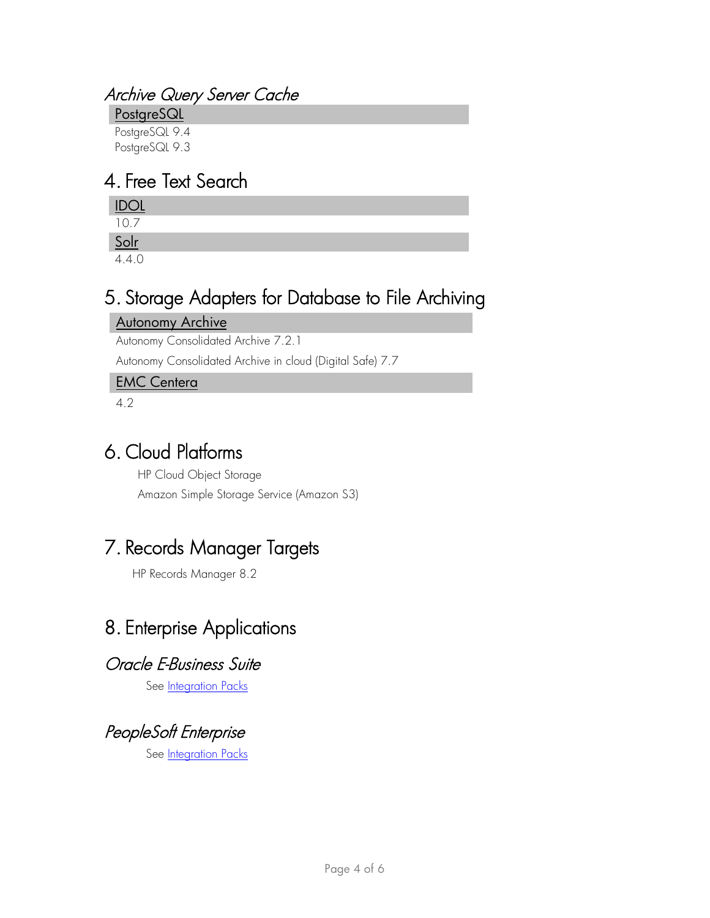### *Archive Query Server Cache*

**PostgreSQL**

PostgreSQL 9.4
PostgreSQL 9.3

## 4. Free Text Search

**IDOL**

10.7

**Solr**

4.4.0

## 5. Storage Adapters for Database to File Archiving

**Autonomy Archive**

Autonomy Consolidated Archive 7.2.1

Autonomy Consolidated Archive in cloud (Digital Safe) 7.7

**EMC Centera**

4.2

## 6. Cloud Platforms

HP Cloud Object Storage

Amazon Simple Storage Service (Amazon S3)

## 7. Records Manager Targets

HP Records Manager 8.2

## 8. Enterprise Applications

### *Oracle E-Business Suite*

See Integration Packs

### *PeopleSoft Enterprise*

See Integration Packs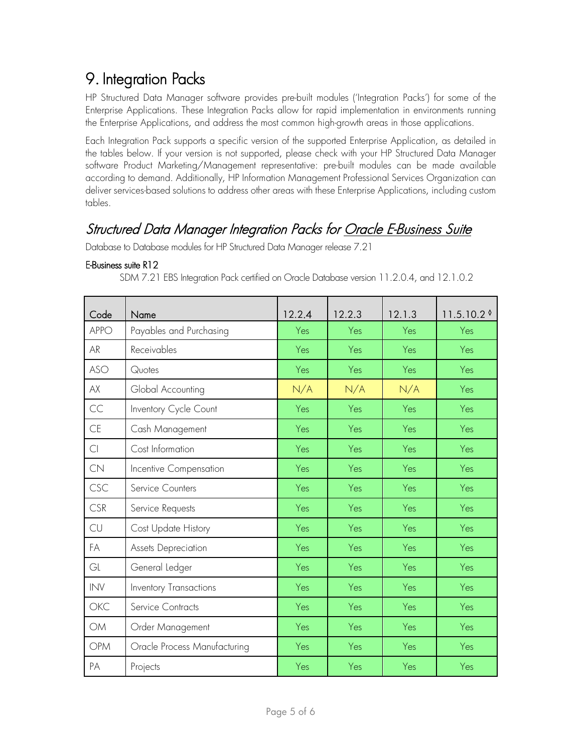# 9. Integration Packs

HP Structured Data Manager software provides pre-built modules ('Integration Packs') for some of the Enterprise Applications. These Integration Packs allow for rapid implementation in environments running the Enterprise Applications, and address the most common high-growth areas in those applications.

Each Integration Pack supports a specific version of the supported Enterprise Application, as detailed in the tables below. If your version is not supported, please check with your HP Structured Data Manager software Product Marketing/Management representative: pre-built modules can be made available according to demand. Additionally, HP Information Management Professional Services Organization can deliver services-based solutions to address other areas with these Enterprise Applications, including custom tables.

## *Structured Data Manager Integration Packs for Oracle E-Business Suite*

Database to Database modules for HP Structured Data Manager release 7.21

#### E-Business suite R12

SDM 7.21 EBS Integration Pack certified on Oracle Database version 11.2.0.4, and 12.1.0.2

| Code | Name | 12.2.4 | 12.2.3 | 12.1.3 | 11.5.10.2 ◊ |
|---|---|---|---|---|---|
| APPO | Payables and Purchasing | Yes | Yes | Yes | Yes |
| AR | Receivables | Yes | Yes | Yes | Yes |
| ASO | Quotes | Yes | Yes | Yes | Yes |
| AX | Global Accounting | N/A | N/A | N/A | Yes |
| CC | Inventory Cycle Count | Yes | Yes | Yes | Yes |
| CE | Cash Management | Yes | Yes | Yes | Yes |
| CI | Cost Information | Yes | Yes | Yes | Yes |
| CN | Incentive Compensation | Yes | Yes | Yes | Yes |
| CSC | Service Counters | Yes | Yes | Yes | Yes |
| CSR | Service Requests | Yes | Yes | Yes | Yes |
| CU | Cost Update History | Yes | Yes | Yes | Yes |
| FA | Assets Depreciation | Yes | Yes | Yes | Yes |
| GL | General Ledger | Yes | Yes | Yes | Yes |
| INV | Inventory Transactions | Yes | Yes | Yes | Yes |
| OKC | Service Contracts | Yes | Yes | Yes | Yes |
| OM | Order Management | Yes | Yes | Yes | Yes |
| OPM | Oracle Process Manufacturing | Yes | Yes | Yes | Yes |
| PA | Projects | Yes | Yes | Yes | Yes |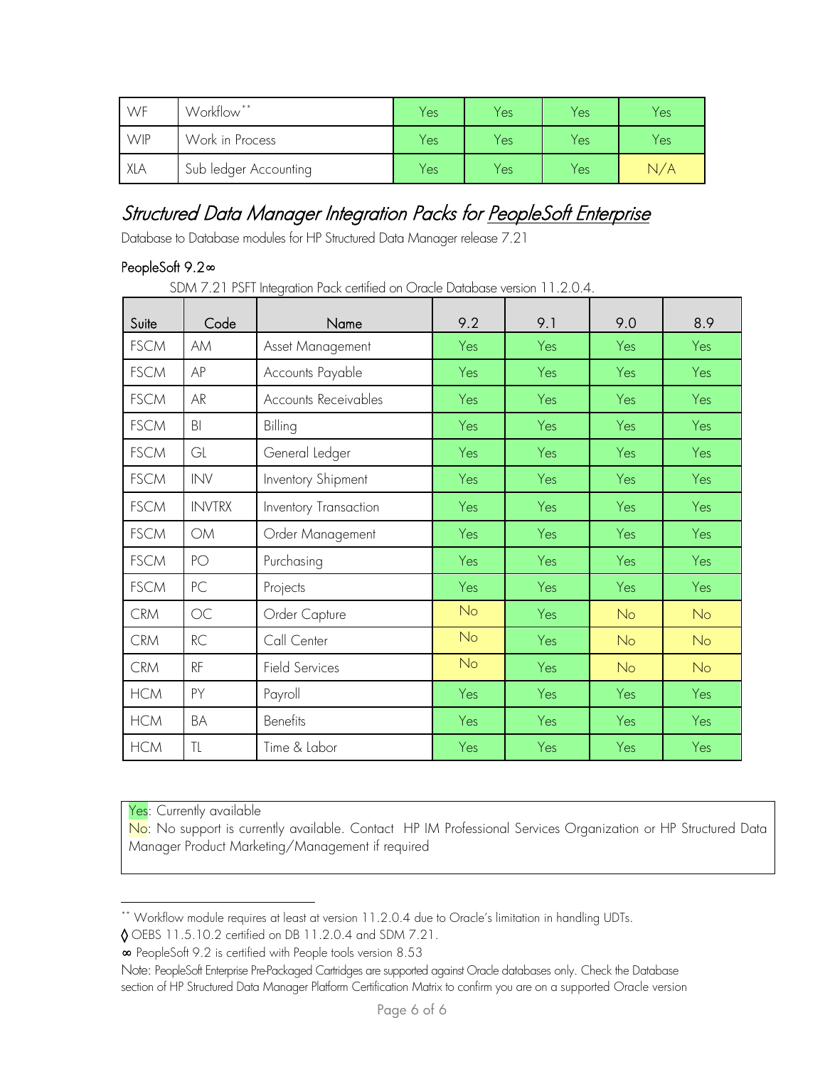| | | | | | |
|---|---|---|---|---|---|
| WF | Workflow** | Yes | Yes | Yes | Yes |
| WIP | Work in Process | Yes | Yes | Yes | Yes |
| XLA | Sub ledger Accounting | Yes | Yes | Yes | N/A |

## *Structured Data Manager Integration Packs for PeopleSoft Enterprise*

Database to Database modules for HP Structured Data Manager release 7.21

### PeopleSoft 9.2∞

SDM 7.21 PSFT Integration Pack certified on Oracle Database version 11.2.0.4.

| Suite | Code | Name | 9.2 | 9.1 | 9.0 | 8.9 |
|---|---|---|---|---|---|---|
| FSCM | AM | Asset Management | Yes | Yes | Yes | Yes |
| FSCM | AP | Accounts Payable | Yes | Yes | Yes | Yes |
| FSCM | AR | Accounts Receivables | Yes | Yes | Yes | Yes |
| FSCM | BI | Billing | Yes | Yes | Yes | Yes |
| FSCM | GL | General Ledger | Yes | Yes | Yes | Yes |
| FSCM | INV | Inventory Shipment | Yes | Yes | Yes | Yes |
| FSCM | INVTRX | Inventory Transaction | Yes | Yes | Yes | Yes |
| FSCM | OM | Order Management | Yes | Yes | Yes | Yes |
| FSCM | PO | Purchasing | Yes | Yes | Yes | Yes |
| FSCM | PC | Projects | Yes | Yes | Yes | Yes |
| CRM | OC | Order Capture | No | Yes | No | No |
| CRM | RC | Call Center | No | Yes | No | No |
| CRM | RF | Field Services | No | Yes | No | No |
| HCM | PY | Payroll | Yes | Yes | Yes | Yes |
| HCM | BA | Benefits | Yes | Yes | Yes | Yes |
| HCM | TL | Time & Labor | Yes | Yes | Yes | Yes |

Yes: Currently available
No: No support is currently available. Contact HP IM Professional Services Organization or HP Structured Data Manager Product Marketing/Management if required

---

** Workflow module requires at least at version 11.2.0.4 due to Oracle's limitation in handling UDTs.

◊ OEBS 11.5.10.2 certified on DB 11.2.0.4 and SDM 7.21.

∞ PeopleSoft 9.2 is certified with People tools version 8.53

Note: PeopleSoft Enterprise Pre-Packaged Cartridges are supported against Oracle databases only. Check the Database section of HP Structured Data Manager Platform Certification Matrix to confirm you are on a supported Oracle version